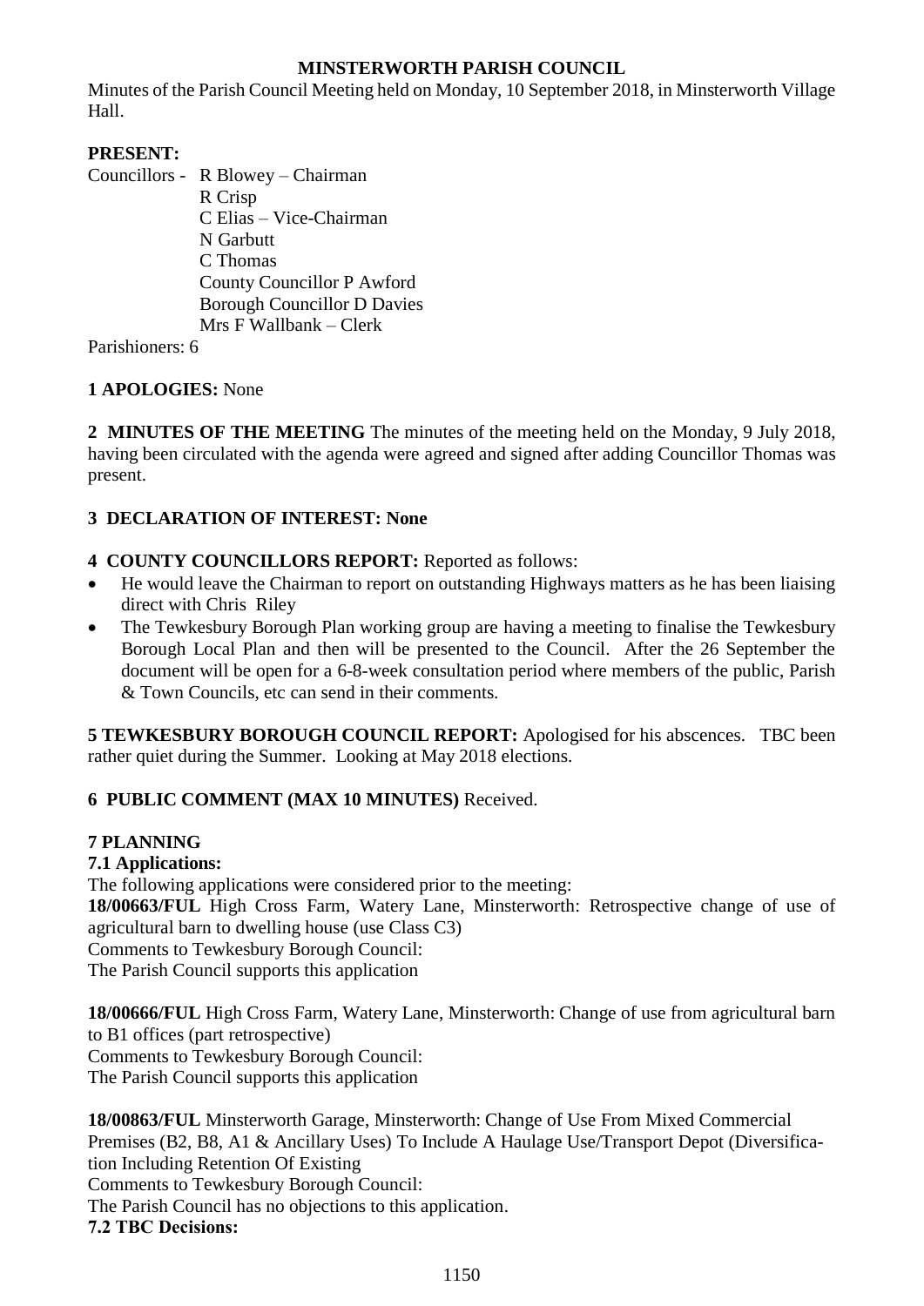**MINSTERWORTH PARISH COUNCIL**

Minutes of the Parish Council Meeting held on Monday, 10 September 2018, in Minsterworth Village Hall.

**PRESENT:**

Councillors - R Blowey – Chairman
R Crisp
C Elias – Vice-Chairman
N Garbutt
C Thomas
County Councillor P Awford
Borough Councillor D Davies
Mrs F Wallbank – Clerk

Parishioners: 6

**1 APOLOGIES:** None

**2 MINUTES OF THE MEETING** The minutes of the meeting held on the Monday, 9 July 2018, having been circulated with the agenda were agreed and signed after adding Councillor Thomas was present.

**3 DECLARATION OF INTEREST: None**

**4 COUNTY COUNCILLORS REPORT:** Reported as follows:

- He would leave the Chairman to report on outstanding Highways matters as he has been liaising direct with Chris Riley
- The Tewkesbury Borough Plan working group are having a meeting to finalise the Tewkesbury Borough Local Plan and then will be presented to the Council. After the 26 September the document will be open for a 6-8-week consultation period where members of the public, Parish & Town Councils, etc can send in their comments.

**5 TEWKESBURY BOROUGH COUNCIL REPORT:** Apologised for his abscences. TBC been rather quiet during the Summer. Looking at May 2018 elections.

**6 PUBLIC COMMENT (MAX 10 MINUTES)** Received.

**7 PLANNING**

**7.1 Applications:**

The following applications were considered prior to the meeting:

**18/00663/FUL** High Cross Farm, Watery Lane, Minsterworth: Retrospective change of use of agricultural barn to dwelling house (use Class C3)
Comments to Tewkesbury Borough Council:
The Parish Council supports this application

**18/00666/FUL** High Cross Farm, Watery Lane, Minsterworth: Change of use from agricultural barn to B1 offices (part retrospective)
Comments to Tewkesbury Borough Council:
The Parish Council supports this application

**18/00863/FUL** Minsterworth Garage, Minsterworth: Change of Use From Mixed Commercial Premises (B2, B8, A1 & Ancillary Uses) To Include A Haulage Use/Transport Depot (Diversification Including Retention Of Existing
Comments to Tewkesbury Borough Council:
The Parish Council has no objections to this application.

**7.2 TBC Decisions:**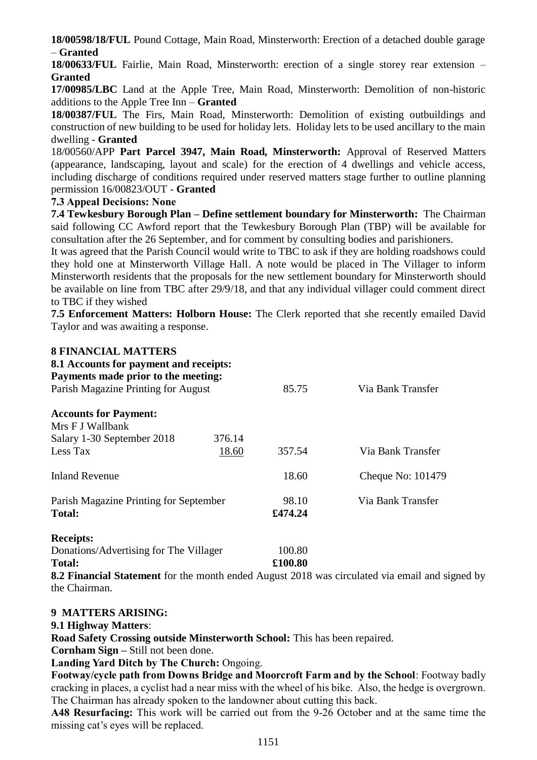**18/00598/18/FUL** Pound Cottage, Main Road, Minsterworth: Erection of a detached double garage – **Granted**

**18/00633/FUL** Fairlie, Main Road, Minsterworth: erection of a single storey rear extension – **Granted**

**17/00985/LBC** Land at the Apple Tree, Main Road, Minsterworth: Demolition of non-historic additions to the Apple Tree Inn – **Granted**

**18/00387/FUL** The Firs, Main Road, Minsterworth: Demolition of existing outbuildings and construction of new building to be used for holiday lets. Holiday lets to be used ancillary to the main dwelling - **Granted**

18/00560/APP **Part Parcel 3947, Main Road, Minsterworth:** Approval of Reserved Matters (appearance, landscaping, layout and scale) for the erection of 4 dwellings and vehicle access, including discharge of conditions required under reserved matters stage further to outline planning permission 16/00823/OUT - **Granted**

**7.3 Appeal Decisions: None**

**7.4 Tewkesbury Borough Plan – Define settlement boundary for Minsterworth:** The Chairman said following CC Awford report that the Tewkesbury Borough Plan (TBP) will be available for consultation after the 26 September, and for comment by consulting bodies and parishioners.

It was agreed that the Parish Council would write to TBC to ask if they are holding roadshows could they hold one at Minsterworth Village Hall. A note would be placed in The Villager to inform Minsterworth residents that the proposals for the new settlement boundary for Minsterworth should be available on line from TBC after 29/9/18, and that any individual villager could comment direct to TBC if they wished

**7.5 Enforcement Matters: Holborn House:** The Clerk reported that she recently emailed David Taylor and was awaiting a response.

## 8 FINANCIAL MATTERS

**8.1 Accounts for payment and receipts:**

**Payments made prior to the meeting:**

| | | | |
|---|---|---|---|
| Parish Magazine Printing for August | | 85.75 | Via Bank Transfer |

**Accounts for Payment:**

| | | | |
|---|---|---|---|
| Mrs F J Wallbank | | | |
| Salary 1-30 September 2018 | 376.14 | | |
| Less Tax | 18.60 | 357.54 | Via Bank Transfer |
| Inland Revenue | | 18.60 | Cheque No: 101479 |
| Parish Magazine Printing for September | | 98.10 | Via Bank Transfer |
| **Total:** | | **£474.24** | |

**Receipts:**

| | |
|---|---|
| Donations/Advertising for The Villager | 100.80 |
| **Total:** | **£100.80** |

**8.2 Financial Statement** for the month ended August 2018 was circulated via email and signed by the Chairman.

## 9 MATTERS ARISING:

**9.1 Highway Matters**:

**Road Safety Crossing outside Minsterworth School:** This has been repaired.

**Cornham Sign –** Still not been done.

**Landing Yard Ditch by The Church:** Ongoing.

**Footway/cycle path from Downs Bridge and Moorcroft Farm and by the School**: Footway badly cracking in places, a cyclist had a near miss with the wheel of his bike. Also, the hedge is overgrown. The Chairman has already spoken to the landowner about cutting this back.

**A48 Resurfacing:** This work will be carried out from the 9-26 October and at the same time the missing cat's eyes will be replaced.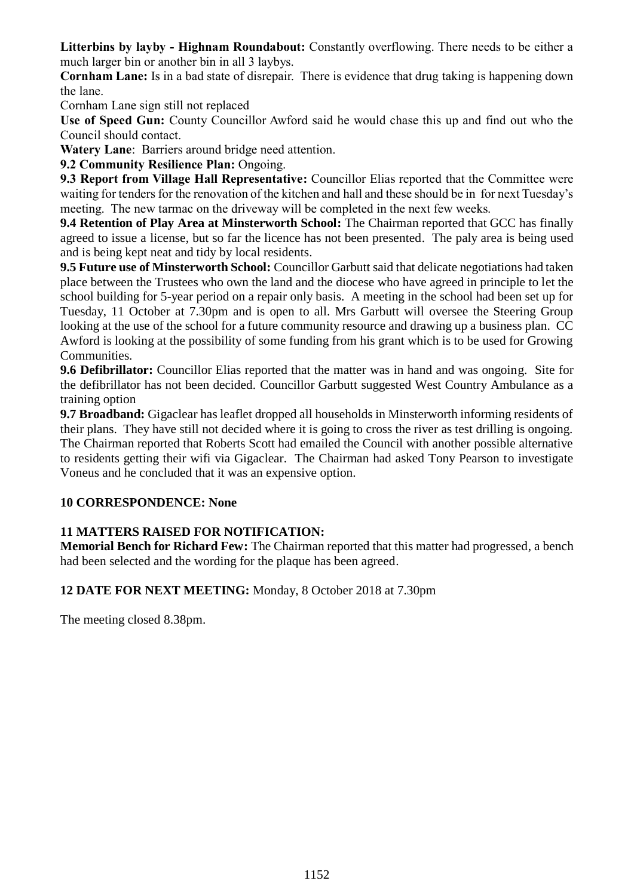**Litterbins by layby - Highnam Roundabout:** Constantly overflowing. There needs to be either a much larger bin or another bin in all 3 laybys.

**Cornham Lane:** Is in a bad state of disrepair. There is evidence that drug taking is happening down the lane.

Cornham Lane sign still not replaced

**Use of Speed Gun:** County Councillor Awford said he would chase this up and find out who the Council should contact.

**Watery Lane**: Barriers around bridge need attention.

**9.2 Community Resilience Plan:** Ongoing.

**9.3 Report from Village Hall Representative:** Councillor Elias reported that the Committee were waiting for tenders for the renovation of the kitchen and hall and these should be in for next Tuesday's meeting. The new tarmac on the driveway will be completed in the next few weeks.

**9.4 Retention of Play Area at Minsterworth School:** The Chairman reported that GCC has finally agreed to issue a license, but so far the licence has not been presented. The paly area is being used and is being kept neat and tidy by local residents.

**9.5 Future use of Minsterworth School:** Councillor Garbutt said that delicate negotiations had taken place between the Trustees who own the land and the diocese who have agreed in principle to let the school building for 5-year period on a repair only basis. A meeting in the school had been set up for Tuesday, 11 October at 7.30pm and is open to all. Mrs Garbutt will oversee the Steering Group looking at the use of the school for a future community resource and drawing up a business plan. CC Awford is looking at the possibility of some funding from his grant which is to be used for Growing Communities.

**9.6 Defibrillator:** Councillor Elias reported that the matter was in hand and was ongoing. Site for the defibrillator has not been decided. Councillor Garbutt suggested West Country Ambulance as a training option

**9.7 Broadband:** Gigaclear has leaflet dropped all households in Minsterworth informing residents of their plans. They have still not decided where it is going to cross the river as test drilling is ongoing. The Chairman reported that Roberts Scott had emailed the Council with another possible alternative to residents getting their wifi via Gigaclear. The Chairman had asked Tony Pearson to investigate Voneus and he concluded that it was an expensive option.

**10 CORRESPONDENCE: None**

**11 MATTERS RAISED FOR NOTIFICATION:**

**Memorial Bench for Richard Few:** The Chairman reported that this matter had progressed, a bench had been selected and the wording for the plaque has been agreed.

**12 DATE FOR NEXT MEETING:** Monday, 8 October 2018 at 7.30pm

The meeting closed 8.38pm.